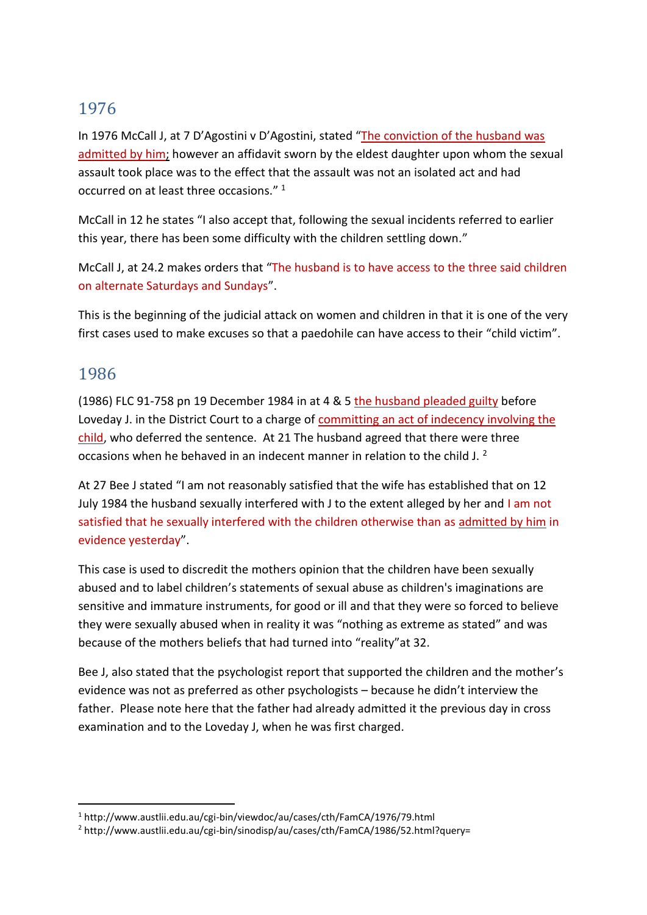## 1976

In 1976 McCall J, at 7 D'Agostini v D'Agostini, stated "The conviction of the husband was admitted by him; however an affidavit sworn by the eldest daughter upon whom the sexual assault took place was to the effect that the assault was not an isolated act and had occurred on at least three occasions." [1]

McCall in 12 he states "I also accept that, following the sexual incidents referred to earlier this year, there has been some difficulty with the children settling down."

McCall J, at 24.2 makes orders that "The husband is to have access to the three said children on alternate Saturdays and Sundays".

This is the beginning of the judicial attack on women and children in that it is one of the very first cases used to make excuses so that a paedohile can have access to their "child victim".

## 1986

(1986) FLC 91-758 pn 19 December 1984 in at 4 & 5 the husband pleaded guilty before Loveday J. in the District Court to a charge of committing an act of indecency involving the child, who deferred the sentence. At 21 The husband agreed that there were three occasions when he behaved in an indecent manner in relation to the child J. [2]

At 27 Bee J stated "I am not reasonably satisfied that the wife has established that on 12 July 1984 the husband sexually interfered with J to the extent alleged by her and I am not satisfied that he sexually interfered with the children otherwise than as admitted by him in evidence yesterday".

This case is used to discredit the mothers opinion that the children have been sexually abused and to label children's statements of sexual abuse as children's imaginations are sensitive and immature instruments, for good or ill and that they were so forced to believe they were sexually abused when in reality it was "nothing as extreme as stated" and was because of the mothers beliefs that had turned into "reality"at 32.

Bee J, also stated that the psychologist report that supported the children and the mother's evidence was not as preferred as other psychologists – because he didn't interview the father. Please note here that the father had already admitted it the previous day in cross examination and to the Loveday J, when he was first charged.

---

[1] http://www.austlii.edu.au/cgi-bin/viewdoc/au/cases/cth/FamCA/1976/79.html

[2] http://www.austlii.edu.au/cgi-bin/sinodisp/au/cases/cth/FamCA/1986/52.html?query=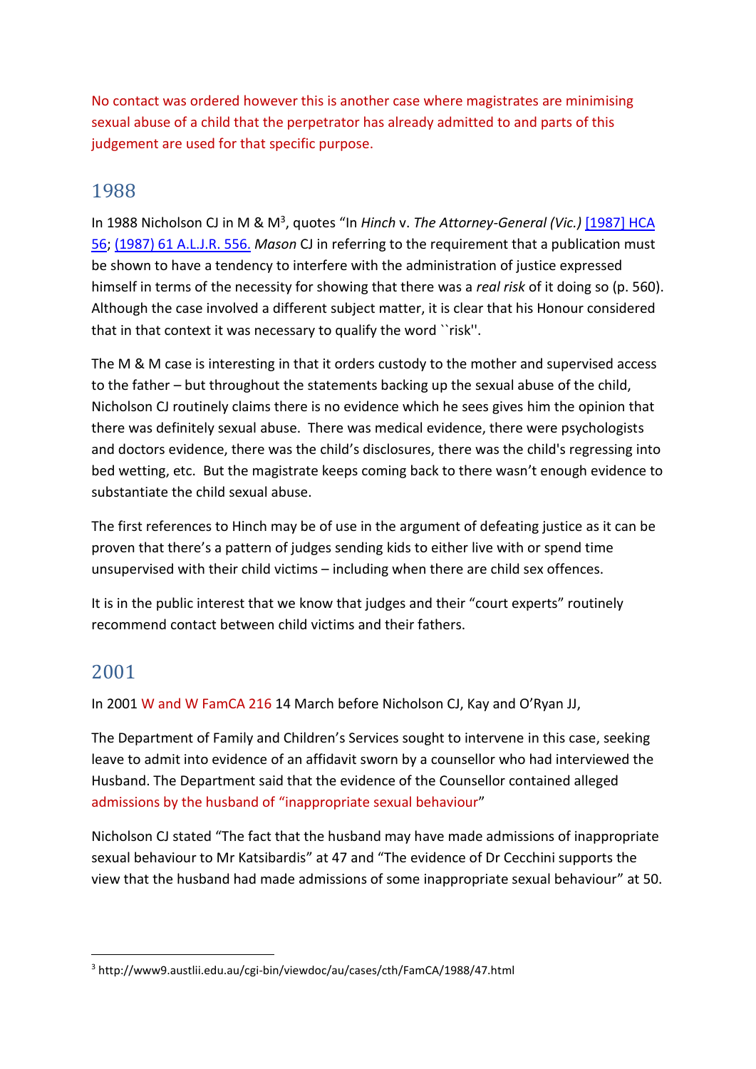No contact was ordered however this is another case where magistrates are minimising sexual abuse of a child that the perpetrator has already admitted to and parts of this judgement are used for that specific purpose.

## 1988

In 1988 Nicholson CJ in M & M[3], quotes "In *Hinch* v. *The Attorney-General (Vic.)* [1987] HCA 56; (1987) 61 A.L.J.R. 556. *Mason* CJ in referring to the requirement that a publication must be shown to have a tendency to interfere with the administration of justice expressed himself in terms of the necessity for showing that there was a *real risk* of it doing so (p. 560). Although the case involved a different subject matter, it is clear that his Honour considered that in that context it was necessary to qualify the word ``risk''.

The M & M case is interesting in that it orders custody to the mother and supervised access to the father – but throughout the statements backing up the sexual abuse of the child, Nicholson CJ routinely claims there is no evidence which he sees gives him the opinion that there was definitely sexual abuse. There was medical evidence, there were psychologists and doctors evidence, there was the child's disclosures, there was the child's regressing into bed wetting, etc. But the magistrate keeps coming back to there wasn't enough evidence to substantiate the child sexual abuse.

The first references to Hinch may be of use in the argument of defeating justice as it can be proven that there's a pattern of judges sending kids to either live with or spend time unsupervised with their child victims – including when there are child sex offences.

It is in the public interest that we know that judges and their "court experts" routinely recommend contact between child victims and their fathers.

## 2001

In 2001 W and W FamCA 216 14 March before Nicholson CJ, Kay and O'Ryan JJ,

The Department of Family and Children's Services sought to intervene in this case, seeking leave to admit into evidence of an affidavit sworn by a counsellor who had interviewed the Husband. The Department said that the evidence of the Counsellor contained alleged admissions by the husband of "inappropriate sexual behaviour"

Nicholson CJ stated "The fact that the husband may have made admissions of inappropriate sexual behaviour to Mr Katsibardis" at 47 and "The evidence of Dr Cecchini supports the view that the husband had made admissions of some inappropriate sexual behaviour" at 50.

[3] http://www9.austlii.edu.au/cgi-bin/viewdoc/au/cases/cth/FamCA/1988/47.html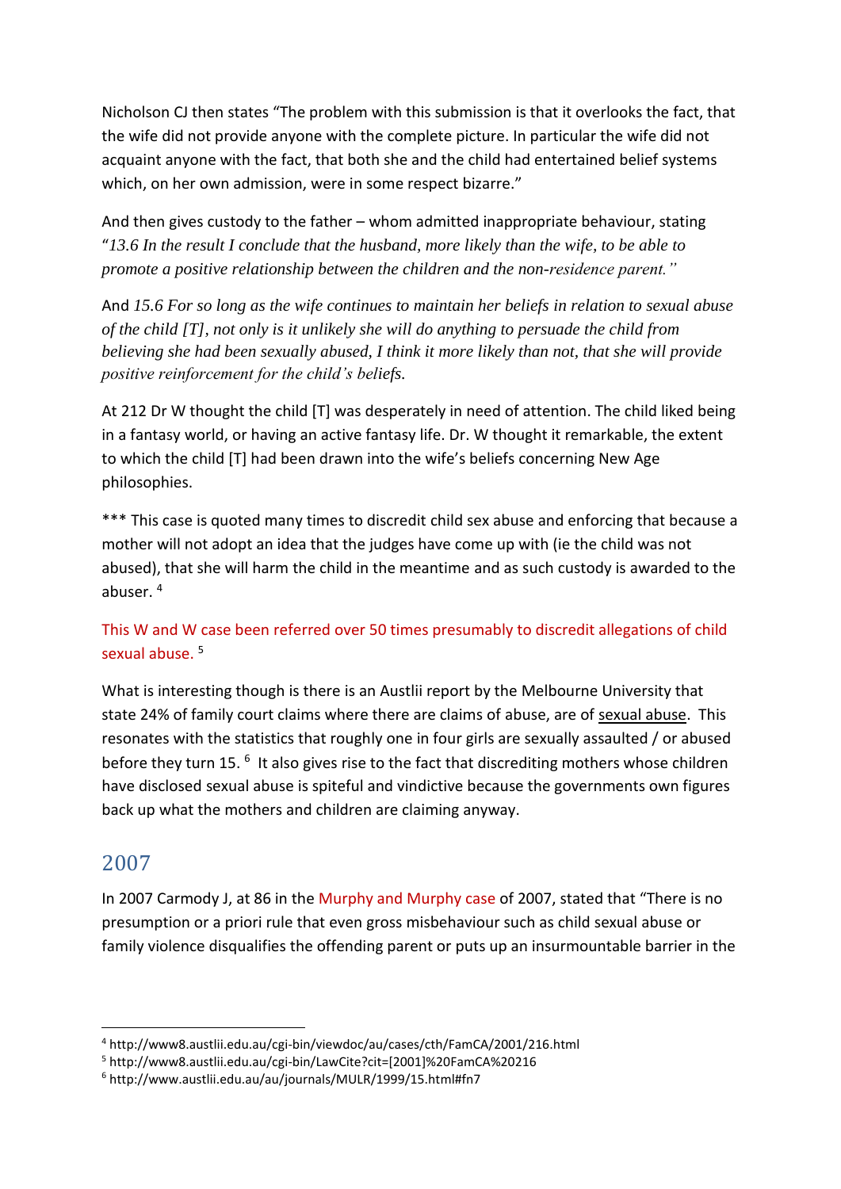Nicholson CJ then states "The problem with this submission is that it overlooks the fact, that the wife did not provide anyone with the complete picture. In particular the wife did not acquaint anyone with the fact, that both she and the child had entertained belief systems which, on her own admission, were in some respect bizarre."

And then gives custody to the father – whom admitted inappropriate behaviour, stating "*13.6 In the result I conclude that the husband, more likely than the wife, to be able to promote a positive relationship between the children and the non-residence parent.*"

And *15.6 For so long as the wife continues to maintain her beliefs in relation to sexual abuse of the child [T], not only is it unlikely she will do anything to persuade the child from believing she had been sexually abused, I think it more likely than not, that she will provide positive reinforcement for the child's beliefs.*

At 212 Dr W thought the child [T] was desperately in need of attention. The child liked being in a fantasy world, or having an active fantasy life. Dr. W thought it remarkable, the extent to which the child [T] had been drawn into the wife's beliefs concerning New Age philosophies.

*** This case is quoted many times to discredit child sex abuse and enforcing that because a mother will not adopt an idea that the judges have come up with (ie the child was not abused), that she will harm the child in the meantime and as such custody is awarded to the abuser. [4]

This W and W case been referred over 50 times presumably to discredit allegations of child sexual abuse. [5]

What is interesting though is there is an Austlii report by the Melbourne University that state 24% of family court claims where there are claims of abuse, are of sexual abuse. This resonates with the statistics that roughly one in four girls are sexually assaulted / or abused before they turn 15. [6] It also gives rise to the fact that discrediting mothers whose children have disclosed sexual abuse is spiteful and vindictive because the governments own figures back up what the mothers and children are claiming anyway.

## 2007

In 2007 Carmody J, at 86 in the Murphy and Murphy case of 2007, stated that "There is no presumption or a priori rule that even gross misbehaviour such as child sexual abuse or family violence disqualifies the offending parent or puts up an insurmountable barrier in the

---

[4] http://www8.austlii.edu.au/cgi-bin/viewdoc/au/cases/cth/FamCA/2001/216.html

[5] http://www8.austlii.edu.au/cgi-bin/LawCite?cit=[2001]%20FamCA%20216

[6] http://www.austlii.edu.au/au/journals/MULR/1999/15.html#fn7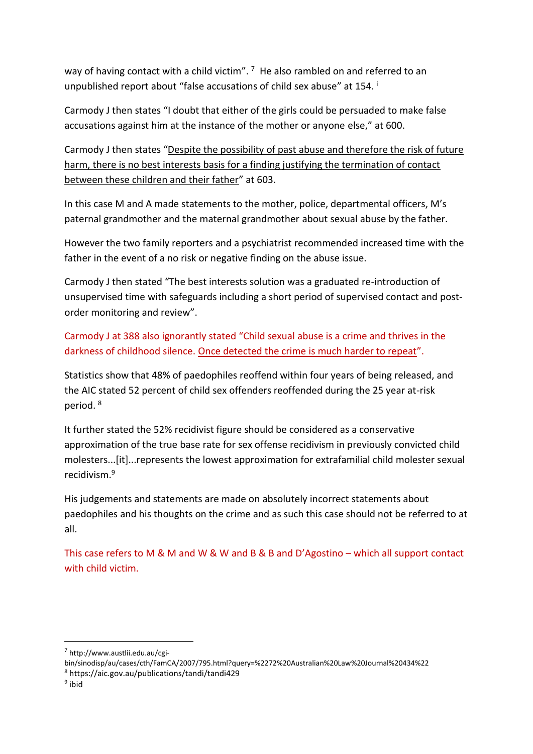way of having contact with a child victim".[7] He also rambled on and referred to an unpublished report about "false accusations of child sex abuse" at 154.[i]

Carmody J then states "I doubt that either of the girls could be persuaded to make false accusations against him at the instance of the mother or anyone else," at 600.

Carmody J then states "<u>Despite the possibility of past abuse and therefore the risk of future harm, there is no best interests basis for a finding justifying the termination of contact between these children and their father</u>" at 603.

In this case M and A made statements to the mother, police, departmental officers, M's paternal grandmother and the maternal grandmother about sexual abuse by the father.

However the two family reporters and a psychiatrist recommended increased time with the father in the event of a no risk or negative finding on the abuse issue.

Carmody J then stated "The best interests solution was a graduated re-introduction of unsupervised time with safeguards including a short period of supervised contact and post-order monitoring and review".

Carmody J at 388 also ignorantly stated "Child sexual abuse is a crime and thrives in the darkness of childhood silence. <u>Once detected the crime is much harder to repeat</u>".

Statistics show that 48% of paedophiles reoffend within four years of being released, and the AIC stated 52 percent of child sex offenders reoffended during the 25 year at-risk period.[8]

It further stated the 52% recidivist figure should be considered as a conservative approximation of the true base rate for sex offense recidivism in previously convicted child molesters...[it]...represents the lowest approximation for extrafamilial child molester sexual recidivism.[9]

His judgements and statements are made on absolutely incorrect statements about paedophiles and his thoughts on the crime and as such this case should not be referred to at all.

This case refers to M & M and W & W and B & B and D'Agostino – which all support contact with child victim.

---

[7] http://www.austlii.edu.au/cgi-bin/sinodisp/au/cases/cth/FamCA/2007/795.html?query=%2272%20Australian%20Law%20Journal%20434%22

[8] https://aic.gov.au/publications/tandi/tandi429

[9] ibid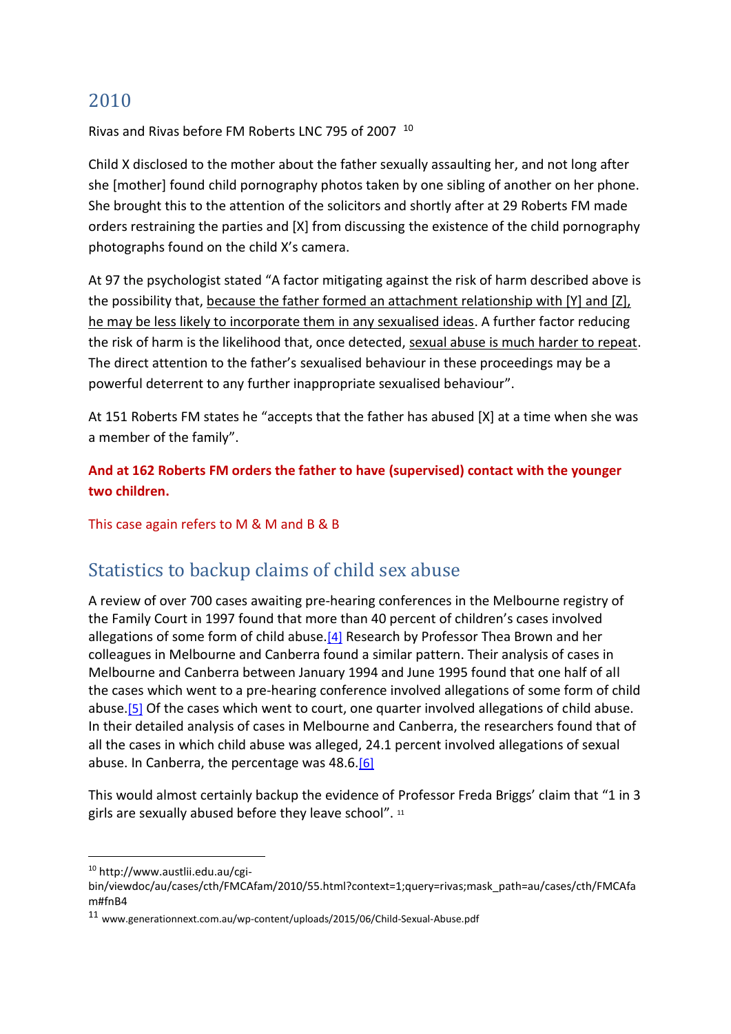## 2010

Rivas and Rivas before FM Roberts LNC 795 of 2007 [10]

Child X disclosed to the mother about the father sexually assaulting her, and not long after she [mother] found child pornography photos taken by one sibling of another on her phone. She brought this to the attention of the solicitors and shortly after at 29 Roberts FM made orders restraining the parties and [X] from discussing the existence of the child pornography photographs found on the child X's camera.

At 97 the psychologist stated "A factor mitigating against the risk of harm described above is the possibility that, <u>because the father formed an attachment relationship with [Y] and [Z], he may be less likely to incorporate them in any sexualised ideas</u>. A further factor reducing the risk of harm is the likelihood that, once detected, <u>sexual abuse is much harder to repeat</u>. The direct attention to the father's sexualised behaviour in these proceedings may be a powerful deterrent to any further inappropriate sexualised behaviour".

At 151 Roberts FM states he "accepts that the father has abused [X] at a time when she was a member of the family".

**And at 162 Roberts FM orders the father to have (supervised) contact with the younger two children.**

This case again refers to M & M and B & B

## Statistics to backup claims of child sex abuse

A review of over 700 cases awaiting pre-hearing conferences in the Melbourne registry of the Family Court in 1997 found that more than 40 percent of children's cases involved allegations of some form of child abuse.[4] Research by Professor Thea Brown and her colleagues in Melbourne and Canberra found a similar pattern. Their analysis of cases in Melbourne and Canberra between January 1994 and June 1995 found that one half of all the cases which went to a pre-hearing conference involved allegations of some form of child abuse.[5] Of the cases which went to court, one quarter involved allegations of child abuse. In their detailed analysis of cases in Melbourne and Canberra, the researchers found that of all the cases in which child abuse was alleged, 24.1 percent involved allegations of sexual abuse. In Canberra, the percentage was 48.6.[6]

This would almost certainly backup the evidence of Professor Freda Briggs' claim that "1 in 3 girls are sexually abused before they leave school". [11]

---

[10] http://www.austlii.edu.au/cgi-bin/viewdoc/au/cases/cth/FMCAfam/2010/55.html?context=1;query=rivas;mask_path=au/cases/cth/FMCAfam#fnB4

[11] www.generationnext.com.au/wp-content/uploads/2015/06/Child-Sexual-Abuse.pdf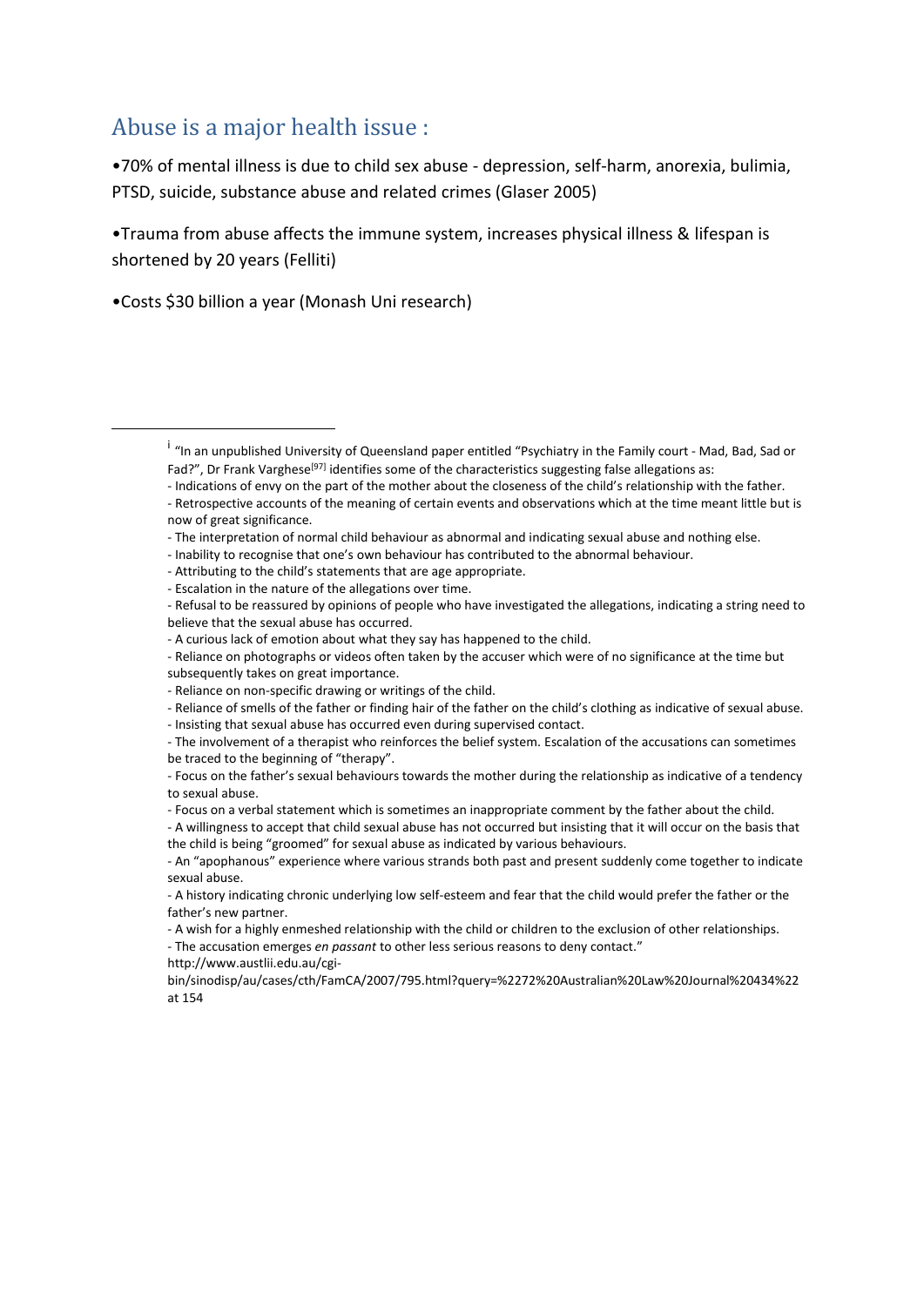## Abuse is a major health issue :

•70% of mental illness is due to child sex abuse - depression, self-harm, anorexia, bulimia, PTSD, suicide, substance abuse and related crimes (Glaser 2005)

•Trauma from abuse affects the immune system, increases physical illness & lifespan is shortened by 20 years (Felliti)

•Costs $30 billion a year (Monash Uni research)

---

[i] "In an unpublished University of Queensland paper entitled "Psychiatry in the Family court - Mad, Bad, Sad or Fad?", Dr Frank Varghese[97] identifies some of the characteristics suggesting false allegations as:

- Indications of envy on the part of the mother about the closeness of the child's relationship with the father.
- Retrospective accounts of the meaning of certain events and observations which at the time meant little but is now of great significance.
- The interpretation of normal child behaviour as abnormal and indicating sexual abuse and nothing else.
- Inability to recognise that one's own behaviour has contributed to the abnormal behaviour.
- Attributing to the child's statements that are age appropriate.
- Escalation in the nature of the allegations over time.
- Refusal to be reassured by opinions of people who have investigated the allegations, indicating a string need to believe that the sexual abuse has occurred.
- A curious lack of emotion about what they say has happened to the child.
- Reliance on photographs or videos often taken by the accuser which were of no significance at the time but subsequently takes on great importance.
- Reliance on non-specific drawing or writings of the child.
- Reliance of smells of the father or finding hair of the father on the child's clothing as indicative of sexual abuse.
- Insisting that sexual abuse has occurred even during supervised contact.
- The involvement of a therapist who reinforces the belief system. Escalation of the accusations can sometimes be traced to the beginning of "therapy".
- Focus on the father's sexual behaviours towards the mother during the relationship as indicative of a tendency to sexual abuse.
- Focus on a verbal statement which is sometimes an inappropriate comment by the father about the child.
- A willingness to accept that child sexual abuse has not occurred but insisting that it will occur on the basis that the child is being "groomed" for sexual abuse as indicated by various behaviours.
- An "apophanous" experience where various strands both past and present suddenly come together to indicate sexual abuse.
- A history indicating chronic underlying low self-esteem and fear that the child would prefer the father or the father's new partner.
- A wish for a highly enmeshed relationship with the child or children to the exclusion of other relationships.
- The accusation emerges *en passant* to other less serious reasons to deny contact."

http://www.austlii.edu.au/cgi-bin/sinodisp/au/cases/cth/FamCA/2007/795.html?query=%2272%20Australian%20Law%20Journal%20434%22 at 154